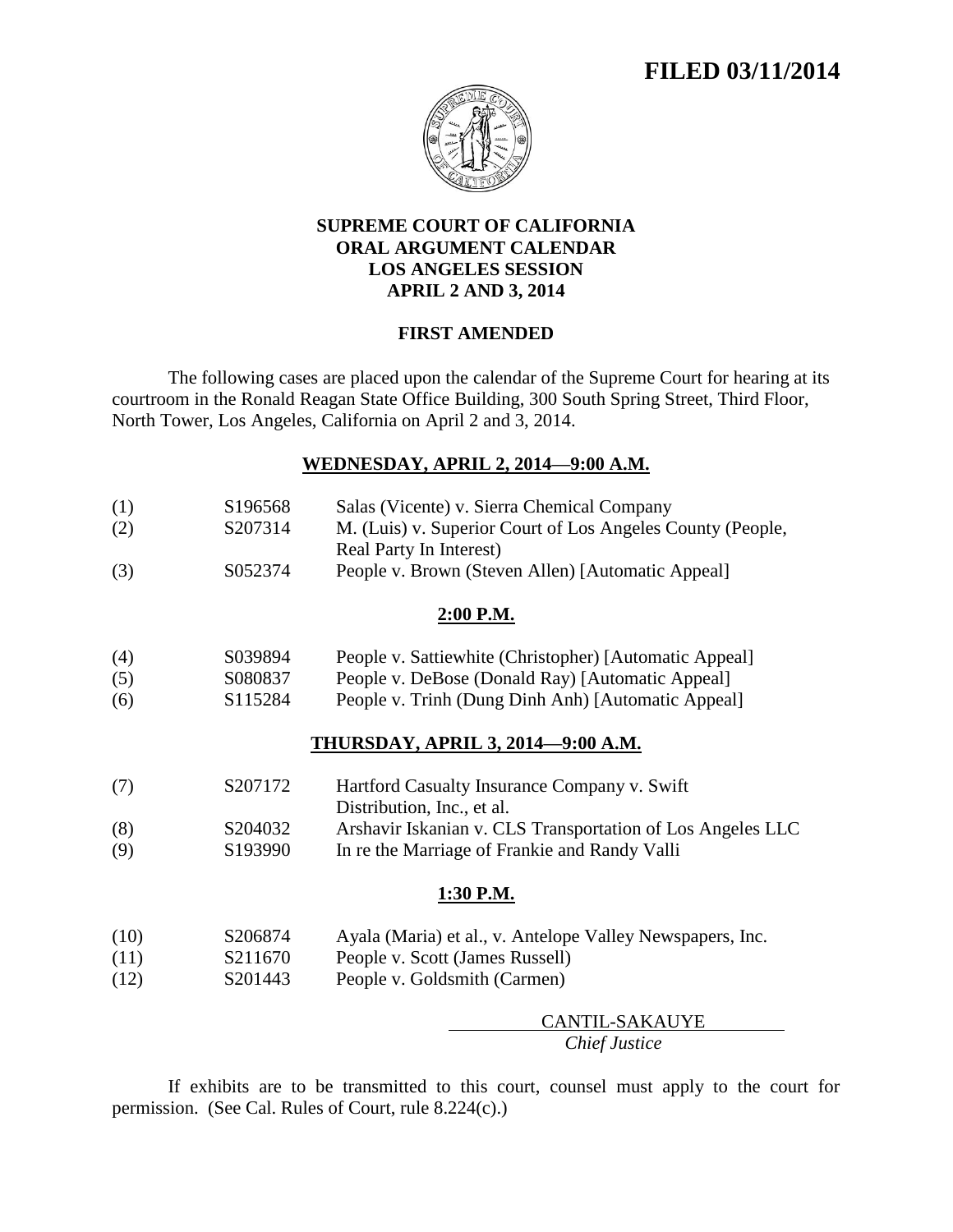**FILED 03/11/2014**

# SUPREME COURT OF CALIFORNIA
# ORAL ARGUMENT CALENDAR
# LOS ANGELES SESSION
# APRIL 2 AND 3, 2014

## FIRST AMENDED

The following cases are placed upon the calendar of the Supreme Court for hearing at its courtroom in the Ronald Reagan State Office Building, 300 South Spring Street, Third Floor, North Tower, Los Angeles, California on April 2 and 3, 2014.

### WEDNESDAY, APRIL 2, 2014—9:00 A.M.

| | | |
|---|---|---|
| (1) | S196568 | Salas (Vicente) v. Sierra Chemical Company |
| (2) | S207314 | M. (Luis) v. Superior Court of Los Angeles County (People, Real Party In Interest) |
| (3) | S052374 | People v. Brown (Steven Allen) [Automatic Appeal] |

### 2:00 P.M.

| | | |
|---|---|---|
| (4) | S039894 | People v. Sattiewhite (Christopher) [Automatic Appeal] |
| (5) | S080837 | People v. DeBose (Donald Ray) [Automatic Appeal] |
| (6) | S115284 | People v. Trinh (Dung Dinh Anh) [Automatic Appeal] |

### THURSDAY, APRIL 3, 2014—9:00 A.M.

| | | |
|---|---|---|
| (7) | S207172 | Hartford Casualty Insurance Company v. Swift Distribution, Inc., et al. |
| (8) | S204032 | Arshavir Iskanian v. CLS Transportation of Los Angeles LLC |
| (9) | S193990 | In re the Marriage of Frankie and Randy Valli |

### 1:30 P.M.

| | | |
|---|---|---|
| (10) | S206874 | Ayala (Maria) et al., v. Antelope Valley Newspapers, Inc. |
| (11) | S211670 | People v. Scott (James Russell) |
| (12) | S201443 | People v. Goldsmith (Carmen) |

CANTIL-SAKAUYE
*Chief Justice*

If exhibits are to be transmitted to this court, counsel must apply to the court for permission. (See Cal. Rules of Court, rule 8.224(c).)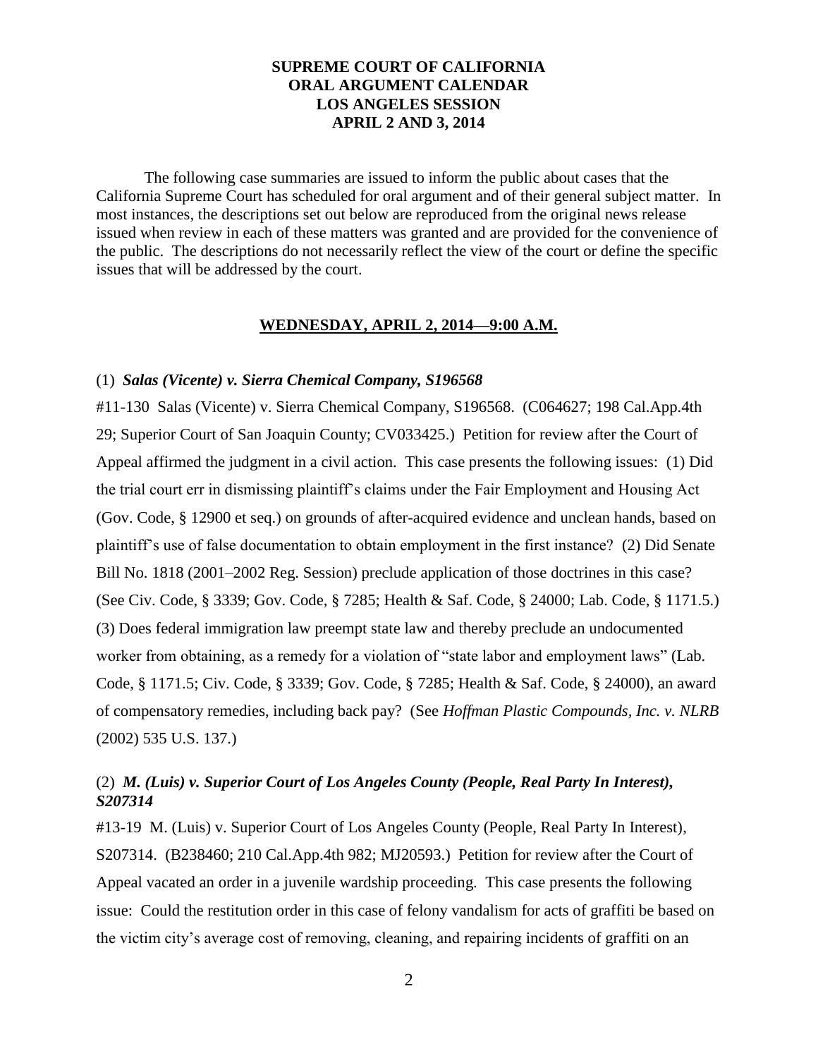**SUPREME COURT OF CALIFORNIA**
**ORAL ARGUMENT CALENDAR**
**LOS ANGELES SESSION**
**APRIL 2 AND 3, 2014**

The following case summaries are issued to inform the public about cases that the California Supreme Court has scheduled for oral argument and of their general subject matter. In most instances, the descriptions set out below are reproduced from the original news release issued when review in each of these matters was granted and are provided for the convenience of the public. The descriptions do not necessarily reflect the view of the court or define the specific issues that will be addressed by the court.

**WEDNESDAY, APRIL 2, 2014—9:00 A.M.**

(1) ***Salas (Vicente) v. Sierra Chemical Company, S196568***

#11-130 Salas (Vicente) v. Sierra Chemical Company, S196568. (C064627; 198 Cal.App.4th 29; Superior Court of San Joaquin County; CV033425.) Petition for review after the Court of Appeal affirmed the judgment in a civil action. This case presents the following issues: (1) Did the trial court err in dismissing plaintiff's claims under the Fair Employment and Housing Act (Gov. Code, § 12900 et seq.) on grounds of after-acquired evidence and unclean hands, based on plaintiff's use of false documentation to obtain employment in the first instance? (2) Did Senate Bill No. 1818 (2001–2002 Reg. Session) preclude application of those doctrines in this case? (See Civ. Code, § 3339; Gov. Code, § 7285; Health & Saf. Code, § 24000; Lab. Code, § 1171.5.) (3) Does federal immigration law preempt state law and thereby preclude an undocumented worker from obtaining, as a remedy for a violation of "state labor and employment laws" (Lab. Code, § 1171.5; Civ. Code, § 3339; Gov. Code, § 7285; Health & Saf. Code, § 24000), an award of compensatory remedies, including back pay? (See *Hoffman Plastic Compounds, Inc. v. NLRB* (2002) 535 U.S. 137.)

(2) ***M. (Luis) v. Superior Court of Los Angeles County (People, Real Party In Interest), S207314***

#13-19 M. (Luis) v. Superior Court of Los Angeles County (People, Real Party In Interest), S207314. (B238460; 210 Cal.App.4th 982; MJ20593.) Petition for review after the Court of Appeal vacated an order in a juvenile wardship proceeding. This case presents the following issue: Could the restitution order in this case of felony vandalism for acts of graffiti be based on the victim city's average cost of removing, cleaning, and repairing incidents of graffiti on an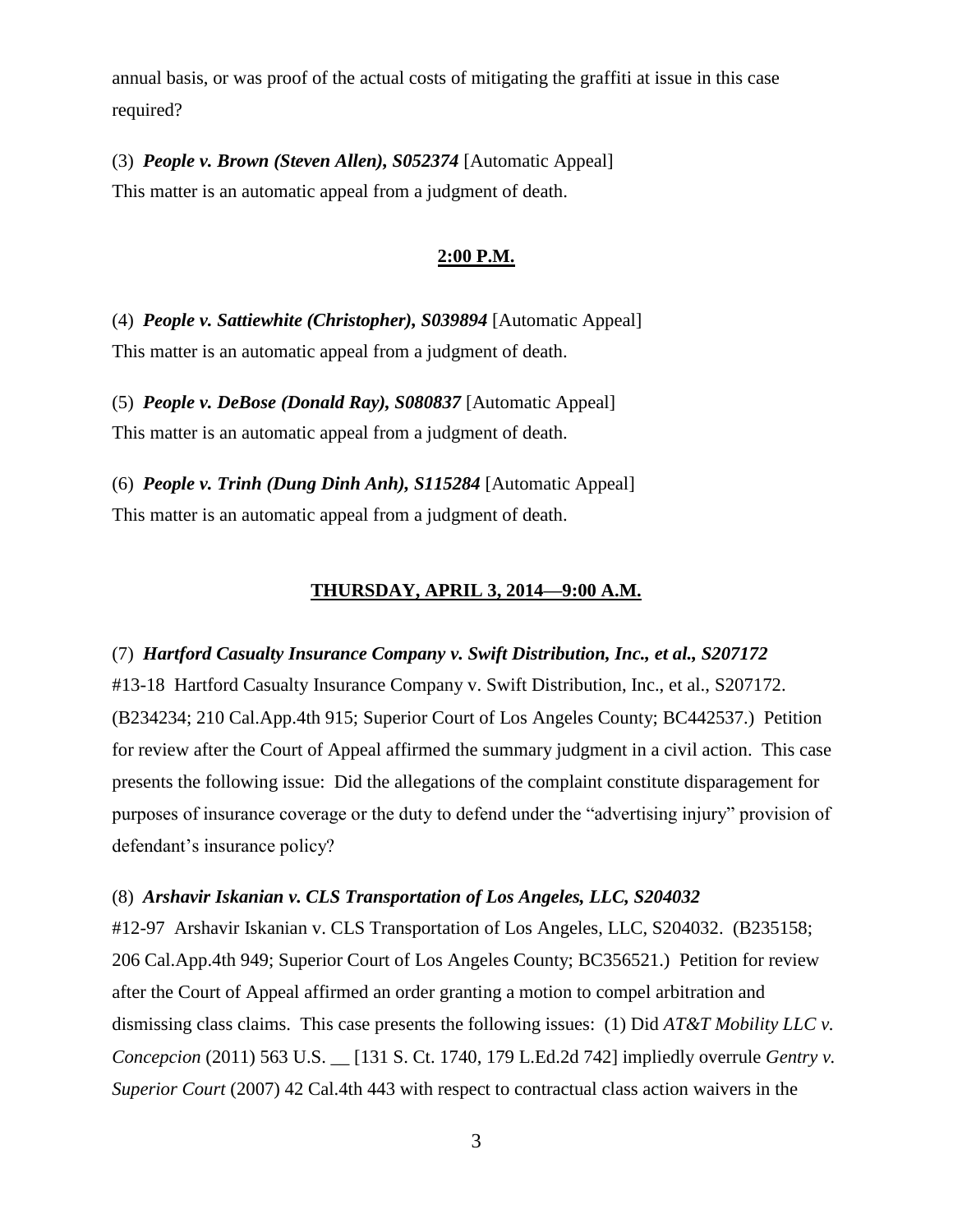annual basis, or was proof of the actual costs of mitigating the graffiti at issue in this case required?

(3) ***People v. Brown (Steven Allen), S052374*** [Automatic Appeal]
This matter is an automatic appeal from a judgment of death.

## **2:00 P.M.**

(4) ***People v. Sattiewhite (Christopher), S039894*** [Automatic Appeal]
This matter is an automatic appeal from a judgment of death.

(5) ***People v. DeBose (Donald Ray), S080837*** [Automatic Appeal]
This matter is an automatic appeal from a judgment of death.

(6) ***People v. Trinh (Dung Dinh Anh), S115284*** [Automatic Appeal]
This matter is an automatic appeal from a judgment of death.

## **THURSDAY, APRIL 3, 2014—9:00 A.M.**

(7) ***Hartford Casualty Insurance Company v. Swift Distribution, Inc., et al., S207172***
#13-18 Hartford Casualty Insurance Company v. Swift Distribution, Inc., et al., S207172. (B234234; 210 Cal.App.4th 915; Superior Court of Los Angeles County; BC442537.) Petition for review after the Court of Appeal affirmed the summary judgment in a civil action. This case presents the following issue: Did the allegations of the complaint constitute disparagement for purposes of insurance coverage or the duty to defend under the "advertising injury" provision of defendant's insurance policy?

(8) ***Arshavir Iskanian v. CLS Transportation of Los Angeles, LLC, S204032***
#12-97 Arshavir Iskanian v. CLS Transportation of Los Angeles, LLC, S204032. (B235158; 206 Cal.App.4th 949; Superior Court of Los Angeles County; BC356521.) Petition for review after the Court of Appeal affirmed an order granting a motion to compel arbitration and dismissing class claims. This case presents the following issues: (1) Did *AT&T Mobility LLC v. Concepcion* (2011) 563 U.S. __ [131 S. Ct. 1740, 179 L.Ed.2d 742] impliedly overrule *Gentry v. Superior Court* (2007) 42 Cal.4th 443 with respect to contractual class action waivers in the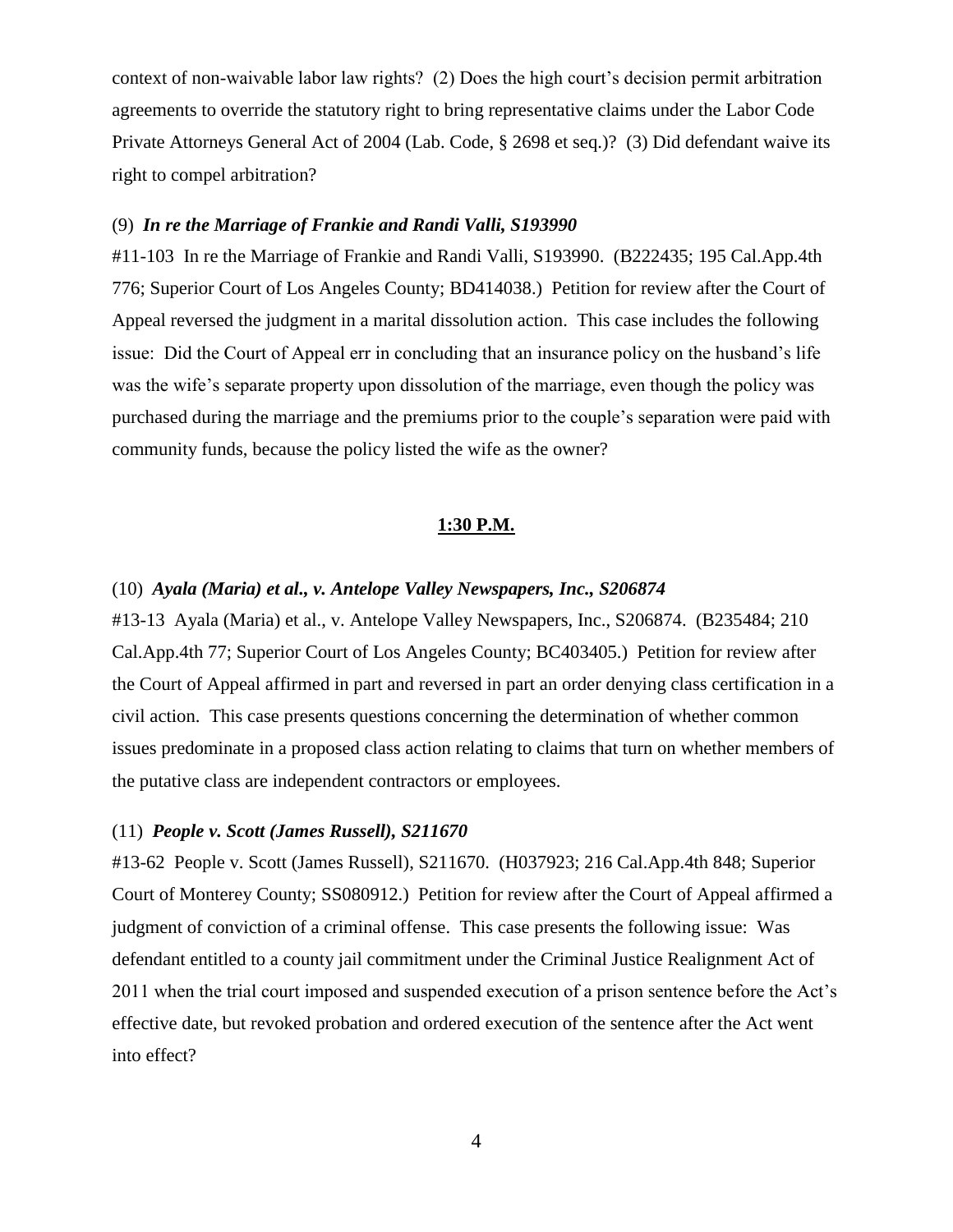context of non-waivable labor law rights? (2) Does the high court's decision permit arbitration agreements to override the statutory right to bring representative claims under the Labor Code Private Attorneys General Act of 2004 (Lab. Code, § 2698 et seq.)? (3) Did defendant waive its right to compel arbitration?

(9) ***In re the Marriage of Frankie and Randi Valli, S193990***

#11-103 In re the Marriage of Frankie and Randi Valli, S193990. (B222435; 195 Cal.App.4th 776; Superior Court of Los Angeles County; BD414038.) Petition for review after the Court of Appeal reversed the judgment in a marital dissolution action. This case includes the following issue: Did the Court of Appeal err in concluding that an insurance policy on the husband's life was the wife's separate property upon dissolution of the marriage, even though the policy was purchased during the marriage and the premiums prior to the couple's separation were paid with community funds, because the policy listed the wife as the owner?

**<u>1:30 P.M.</u>**

(10) ***Ayala (Maria) et al., v. Antelope Valley Newspapers, Inc., S206874***

#13-13 Ayala (Maria) et al., v. Antelope Valley Newspapers, Inc., S206874. (B235484; 210 Cal.App.4th 77; Superior Court of Los Angeles County; BC403405.) Petition for review after the Court of Appeal affirmed in part and reversed in part an order denying class certification in a civil action. This case presents questions concerning the determination of whether common issues predominate in a proposed class action relating to claims that turn on whether members of the putative class are independent contractors or employees.

(11) ***People v. Scott (James Russell), S211670***

#13-62 People v. Scott (James Russell), S211670. (H037923; 216 Cal.App.4th 848; Superior Court of Monterey County; SS080912.) Petition for review after the Court of Appeal affirmed a judgment of conviction of a criminal offense. This case presents the following issue: Was defendant entitled to a county jail commitment under the Criminal Justice Realignment Act of 2011 when the trial court imposed and suspended execution of a prison sentence before the Act's effective date, but revoked probation and ordered execution of the sentence after the Act went into effect?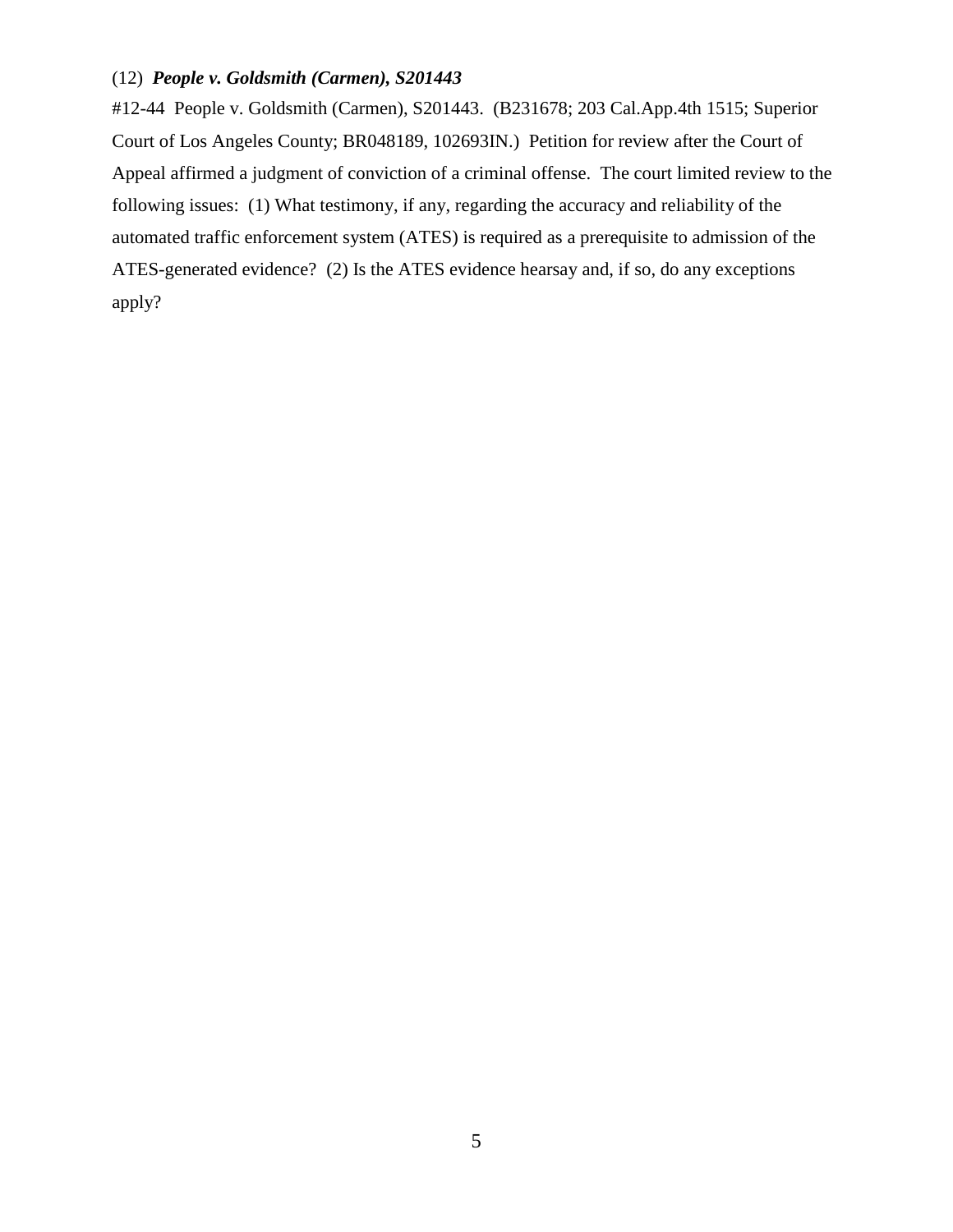(12) ***People v. Goldsmith (Carmen), S201443***

#12-44 People v. Goldsmith (Carmen), S201443. (B231678; 203 Cal.App.4th 1515; Superior Court of Los Angeles County; BR048189, 102693IN.) Petition for review after the Court of Appeal affirmed a judgment of conviction of a criminal offense. The court limited review to the following issues: (1) What testimony, if any, regarding the accuracy and reliability of the automated traffic enforcement system (ATES) is required as a prerequisite to admission of the ATES-generated evidence? (2) Is the ATES evidence hearsay and, if so, do any exceptions apply?